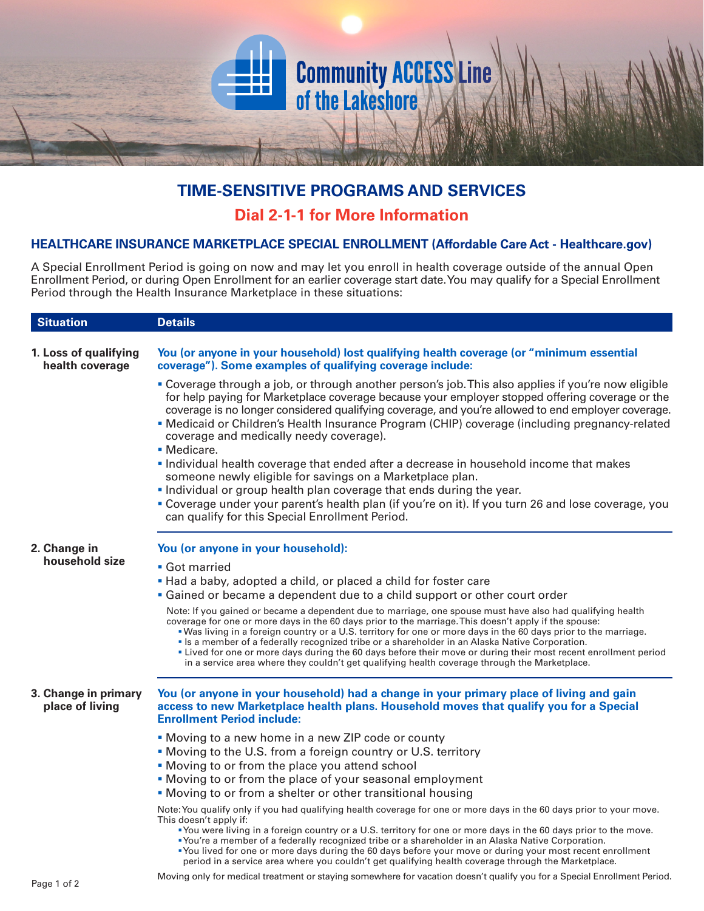Community ACCESS Line of the Lakeshore

# TIME-SENSITIVE PROGRAMS AND SERVICES

## Dial 2-1-1 for More Information

### HEALTHCARE INSURANCE MARKETPLACE SPECIAL ENROLLMENT (Affordable Care Act - Healthcare.gov)

A Special Enrollment Period is going on now and may let you enroll in health coverage outside of the annual Open Enrollment Period, or during Open Enrollment for an earlier coverage start date. You may qualify for a Special Enrollment Period through the Health Insurance Marketplace in these situations:

| Situation | Details |
|---|---|
| **1. Loss of qualifying health coverage** | **You (or anyone in your household) lost qualifying health coverage (or "minimum essential coverage"). Some examples of qualifying coverage include:**<br>▪ Coverage through a job, or through another person's job. This also applies if you're now eligible for help paying for Marketplace coverage because your employer stopped offering coverage or the coverage is no longer considered qualifying coverage, and you're allowed to end employer coverage.<br>▪ Medicaid or Children's Health Insurance Program (CHIP) coverage (including pregnancy-related coverage and medically needy coverage).<br>▪ Medicare.<br>▪ Individual health coverage that ended after a decrease in household income that makes someone newly eligible for savings on a Marketplace plan.<br>▪ Individual or group health plan coverage that ends during the year.<br>▪ Coverage under your parent's health plan (if you're on it). If you turn 26 and lose coverage, you can qualify for this Special Enrollment Period. |
| **2. Change in household size** | **You (or anyone in your household):**<br>▪ Got married<br>▪ Had a baby, adopted a child, or placed a child for foster care<br>▪ Gained or became a dependent due to a child support or other court order<br>Note: If you gained or became a dependent due to marriage, one spouse must have also had qualifying health coverage for one or more days in the 60 days prior to the marriage. This doesn't apply if the spouse:<br>▪ Was living in a foreign country or a U.S. territory for one or more days in the 60 days prior to the marriage.<br>▪ Is a member of a federally recognized tribe or a shareholder in an Alaska Native Corporation.<br>▪ Lived for one or more days during the 60 days before their move or during their most recent enrollment period in a service area where they couldn't get qualifying health coverage through the Marketplace. |
| **3. Change in primary place of living** | **You (or anyone in your household) had a change in your primary place of living and gain access to new Marketplace health plans. Household moves that qualify you for a Special Enrollment Period include:**<br>▪ Moving to a new home in a new ZIP code or county<br>▪ Moving to the U.S. from a foreign country or U.S. territory<br>▪ Moving to or from the place you attend school<br>▪ Moving to or from the place of your seasonal employment<br>▪ Moving to or from a shelter or other transitional housing<br>Note: You qualify only if you had qualifying health coverage for one or more days in the 60 days prior to your move. This doesn't apply if:<br>▪ You were living in a foreign country or a U.S. territory for one or more days in the 60 days prior to the move.<br>▪ You're a member of a federally recognized tribe or a shareholder in an Alaska Native Corporation.<br>▪ You lived for one or more days during the 60 days before your move or during your most recent enrollment period in a service area where you couldn't get qualifying health coverage through the Marketplace.<br>Moving only for medical treatment or staying somewhere for vacation doesn't qualify you for a Special Enrollment Period. |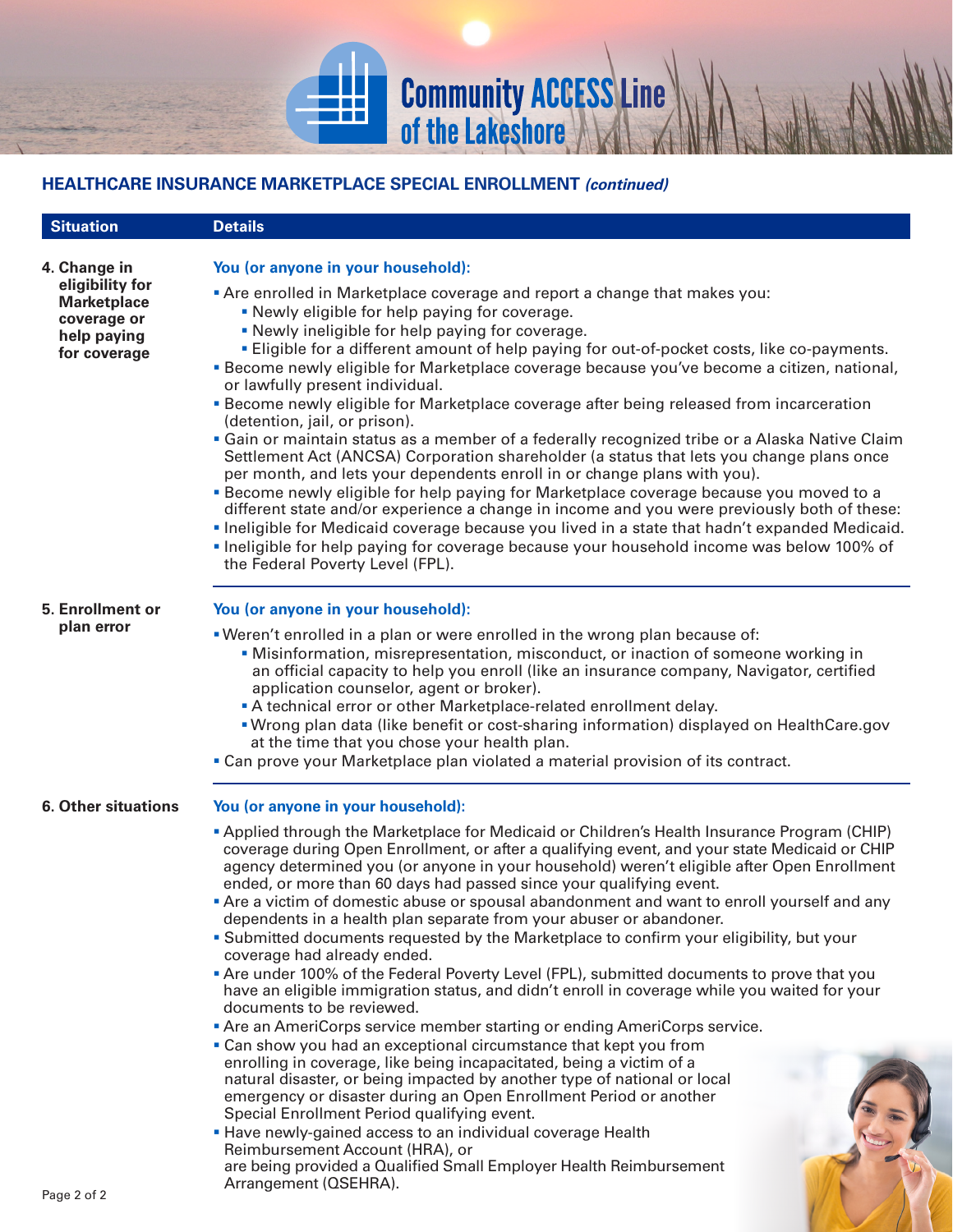## HEALTHCARE INSURANCE MARKETPLACE SPECIAL ENROLLMENT *(continued)*

| Situation | Details |
| --- | --- |
| **4. Change in eligibility for Marketplace coverage or help paying for coverage** | **You (or anyone in your household):**<br>• Are enrolled in Marketplace coverage and report a change that makes you:<br>  ▪ Newly eligible for help paying for coverage.<br>  ▪ Newly ineligible for help paying for coverage.<br>  ▪ Eligible for a different amount of help paying for out-of-pocket costs, like co-payments.<br>• Become newly eligible for Marketplace coverage because you've become a citizen, national, or lawfully present individual.<br>• Become newly eligible for Marketplace coverage after being released from incarceration (detention, jail, or prison).<br>• Gain or maintain status as a member of a federally recognized tribe or a Alaska Native Claim Settlement Act (ANCSA) Corporation shareholder (a status that lets you change plans once per month, and lets your dependents enroll in or change plans with you).<br>• Become newly eligible for help paying for Marketplace coverage because you moved to a different state and/or experience a change in income and you were previously both of these:<br>• Ineligible for Medicaid coverage because you lived in a state that hadn't expanded Medicaid.<br>• Ineligible for help paying for coverage because your household income was below 100% of the Federal Poverty Level (FPL). |
| **5. Enrollment or plan error** | **You (or anyone in your household):**<br>• Weren't enrolled in a plan or were enrolled in the wrong plan because of:<br>  ▪ Misinformation, misrepresentation, misconduct, or inaction of someone working in an official capacity to help you enroll (like an insurance company, Navigator, certified application counselor, agent or broker).<br>  ▪ A technical error or other Marketplace-related enrollment delay.<br>  ▪ Wrong plan data (like benefit or cost-sharing information) displayed on HealthCare.gov at the time that you chose your health plan.<br>• Can prove your Marketplace plan violated a material provision of its contract. |
| **6. Other situations** | **You (or anyone in your household):**<br>• Applied through the Marketplace for Medicaid or Children's Health Insurance Program (CHIP) coverage during Open Enrollment, or after a qualifying event, and your state Medicaid or CHIP agency determined you (or anyone in your household) weren't eligible after Open Enrollment ended, or more than 60 days had passed since your qualifying event.<br>• Are a victim of domestic abuse or spousal abandonment and want to enroll yourself and any dependents in a health plan separate from your abuser or abandoner.<br>• Submitted documents requested by the Marketplace to confirm your eligibility, but your coverage had already ended.<br>• Are under 100% of the Federal Poverty Level (FPL), submitted documents to prove that you have an eligible immigration status, and didn't enroll in coverage while you waited for your documents to be reviewed.<br>• Are an AmeriCorps service member starting or ending AmeriCorps service.<br>• Can show you had an exceptional circumstance that kept you from enrolling in coverage, like being incapacitated, being a victim of a natural disaster, or being impacted by another type of national or local emergency or disaster during an Open Enrollment Period or another Special Enrollment Period qualifying event.<br>• Have newly-gained access to an individual coverage Health Reimbursement Account (HRA), or are being provided a Qualified Small Employer Health Reimbursement Arrangement (QSEHRA). |